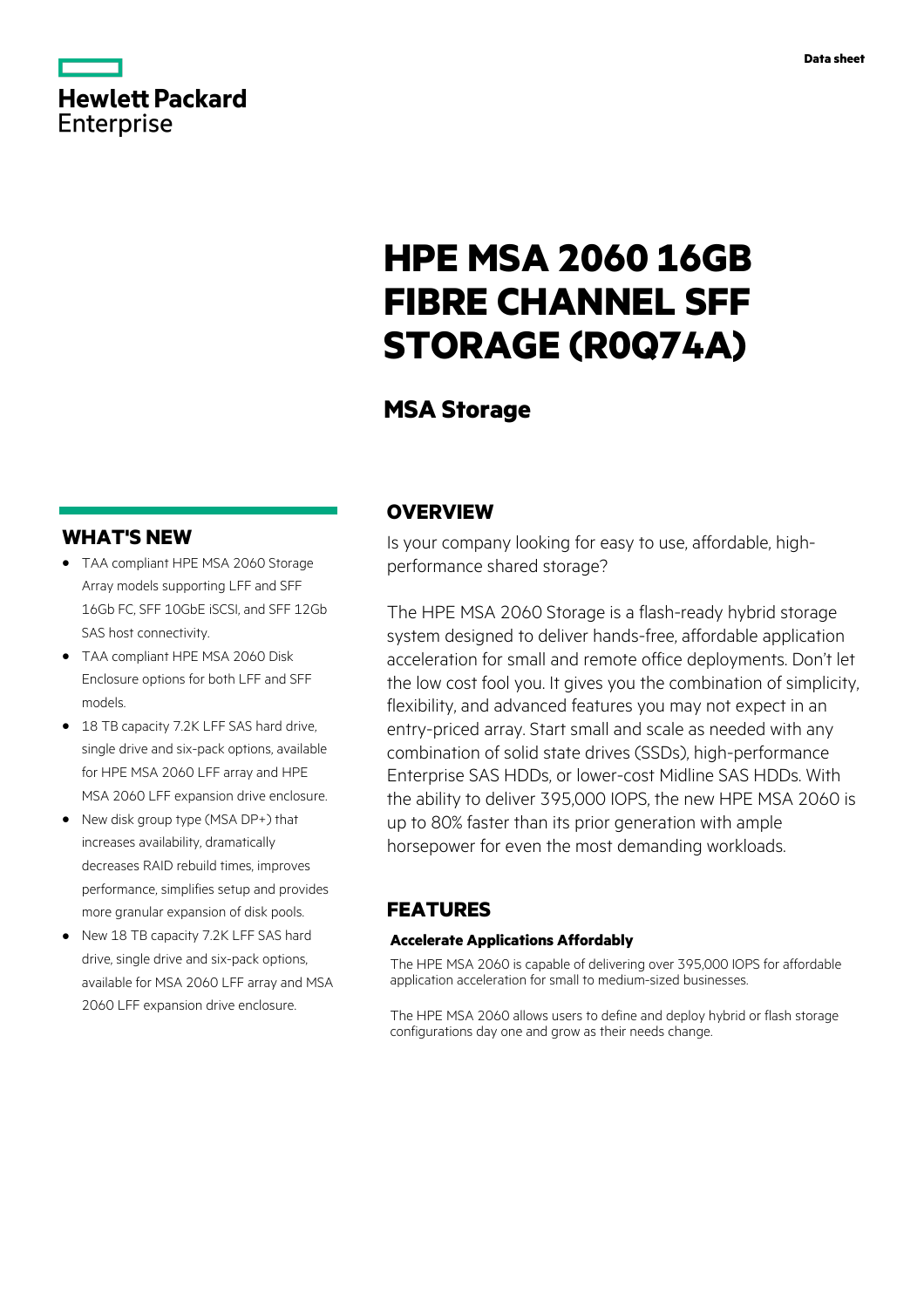Data sheet

# HPE MSA 2060 16GB FIBRE CHANNEL SFF STORAGE (R0Q74A)

## MSA Storage

## OVERVIEW

Is your company looking for easy to use, affordable, high-performance shared storage?

The HPE MSA 2060 Storage is a flash-ready hybrid storage system designed to deliver hands-free, affordable application acceleration for small and remote office deployments. Don't let the low cost fool you. It gives you the combination of simplicity, flexibility, and advanced features you may not expect in an entry-priced array. Start small and scale as needed with any combination of solid state drives (SSDs), high-performance Enterprise SAS HDDs, or lower-cost Midline SAS HDDs. With the ability to deliver 395,000 IOPS, the new HPE MSA 2060 is up to 80% faster than its prior generation with ample horsepower for even the most demanding workloads.

## WHAT'S NEW

- TAA compliant HPE MSA 2060 Storage Array models supporting LFF and SFF 16Gb FC, SFF 10GbE iSCSI, and SFF 12Gb SAS host connectivity.
- TAA compliant HPE MSA 2060 Disk Enclosure options for both LFF and SFF models.
- 18 TB capacity 7.2K LFF SAS hard drive, single drive and six-pack options, available for HPE MSA 2060 LFF array and HPE MSA 2060 LFF expansion drive enclosure.
- New disk group type (MSA DP+) that increases availability, dramatically decreases RAID rebuild times, improves performance, simplifies setup and provides more granular expansion of disk pools.
- New 18 TB capacity 7.2K LFF SAS hard drive, single drive and six-pack options, available for MSA 2060 LFF array and MSA 2060 LFF expansion drive enclosure.

## FEATURES

### Accelerate Applications Affordably

The HPE MSA 2060 is capable of delivering over 395,000 IOPS for affordable application acceleration for small to medium-sized businesses.

The HPE MSA 2060 allows users to define and deploy hybrid or flash storage configurations day one and grow as their needs change.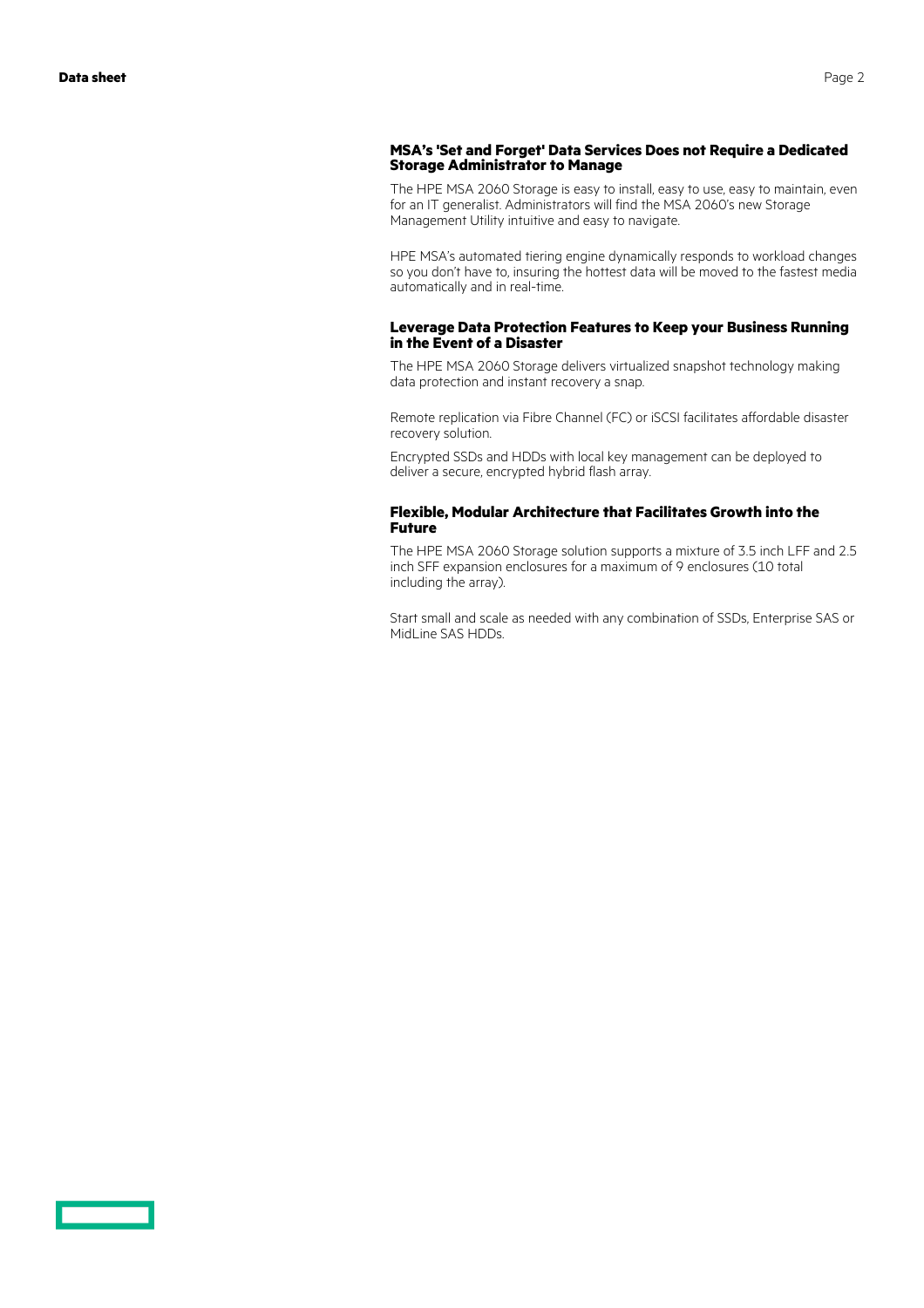### MSA’s 'Set and Forget' Data Services Does not Require a Dedicated Storage Administrator to Manage

The HPE MSA 2060 Storage is easy to install, easy to use, easy to maintain, even for an IT generalist. Administrators will find the MSA 2060’s new Storage Management Utility intuitive and easy to navigate.

HPE MSA’s automated tiering engine dynamically responds to workload changes so you don’t have to, insuring the hottest data will be moved to the fastest media automatically and in real-time.

### Leverage Data Protection Features to Keep your Business Running in the Event of a Disaster

The HPE MSA 2060 Storage delivers virtualized snapshot technology making data protection and instant recovery a snap.

Remote replication via Fibre Channel (FC) or iSCSI facilitates affordable disaster recovery solution.

Encrypted SSDs and HDDs with local key management can be deployed to deliver a secure, encrypted hybrid flash array.

### Flexible, Modular Architecture that Facilitates Growth into the Future

The HPE MSA 2060 Storage solution supports a mixture of 3.5 inch LFF and 2.5 inch SFF expansion enclosures for a maximum of 9 enclosures (10 total including the array).

Start small and scale as needed with any combination of SSDs, Enterprise SAS or MidLine SAS HDDs.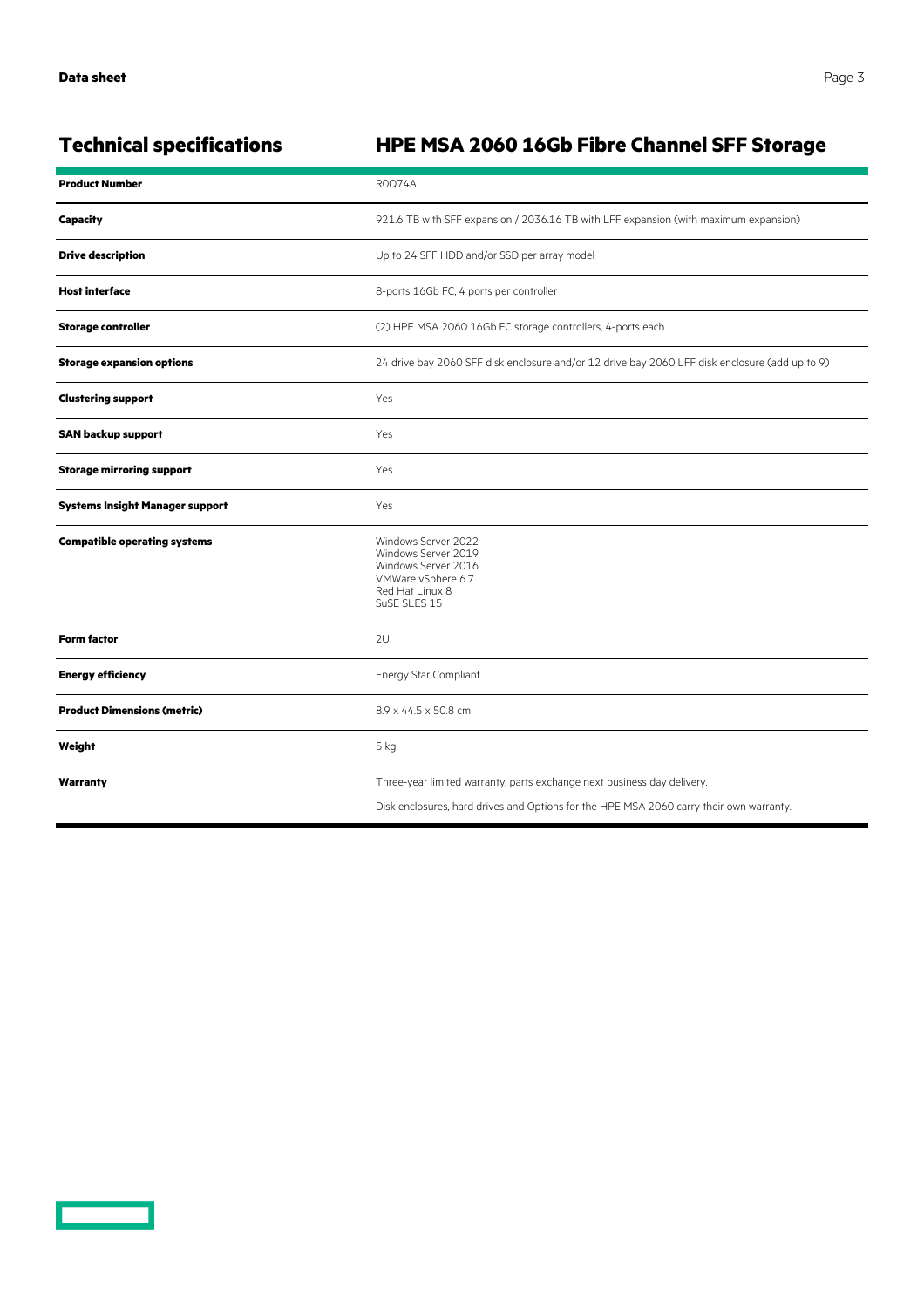## Technical specifications

## HPE MSA 2060 16Gb Fibre Channel SFF Storage

| | |
|---|---|
| **Product Number** | R0Q74A |
| **Capacity** | 921.6 TB with SFF expansion / 2036.16 TB with LFF expansion (with maximum expansion) |
| **Drive description** | Up to 24 SFF HDD and/or SSD per array model |
| **Host interface** | 8-ports 16Gb FC, 4 ports per controller |
| **Storage controller** | (2) HPE MSA 2060 16Gb FC storage controllers, 4-ports each |
| **Storage expansion options** | 24 drive bay 2060 SFF disk enclosure and/or 12 drive bay 2060 LFF disk enclosure (add up to 9) |
| **Clustering support** | Yes |
| **SAN backup support** | Yes |
| **Storage mirroring support** | Yes |
| **Systems Insight Manager support** | Yes |
| **Compatible operating systems** | Windows Server 2022<br>Windows Server 2019<br>Windows Server 2016<br>VMWare vSphere 6.7<br>Red Hat Linux 8<br>SuSE SLES 15 |
| **Form factor** | 2U |
| **Energy efficiency** | Energy Star Compliant |
| **Product Dimensions (metric)** | 8.9 x 44.5 x 50.8 cm |
| **Weight** | 5 kg |
| **Warranty** | Three-year limited warranty, parts exchange next business day delivery.<br>Disk enclosures, hard drives and Options for the HPE MSA 2060 carry their own warranty. |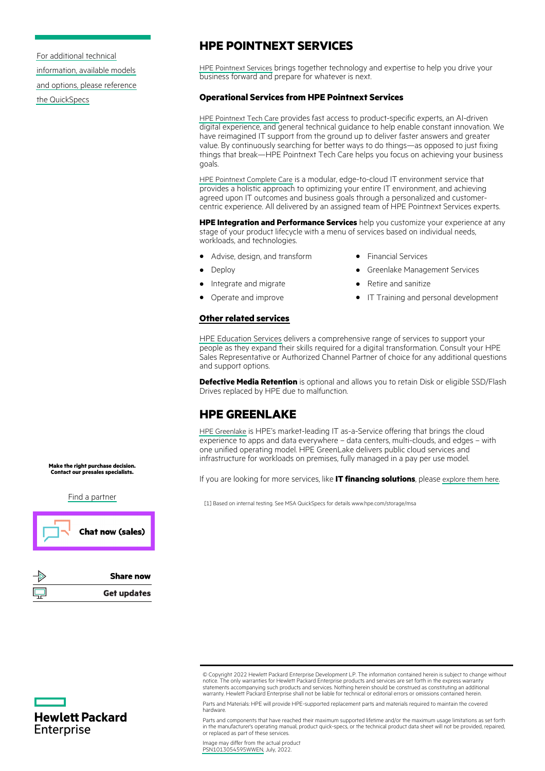For additional technical information, available models and options, please reference the QuickSpecs

## HPE POINTNEXT SERVICES

HPE Pointnext Services brings together technology and expertise to help you drive your business forward and prepare for whatever is next.

### Operational Services from HPE Pointnext Services

HPE Pointnext Tech Care provides fast access to product-specific experts, an AI-driven digital experience, and general technical guidance to help enable constant innovation. We have reimagined IT support from the ground up to deliver faster answers and greater value. By continuously searching for better ways to do things—as opposed to just fixing things that break—HPE Pointnext Tech Care helps you focus on achieving your business goals.

HPE Pointnext Complete Care is a modular, edge-to-cloud IT environment service that provides a holistic approach to optimizing your entire IT environment, and achieving agreed upon IT outcomes and business goals through a personalized and customer-centric experience. All delivered by an assigned team of HPE Pointnext Services experts.

**HPE Integration and Performance Services** help you customize your experience at any stage of your product lifecycle with a menu of services based on individual needs, workloads, and technologies.

- Advise, design, and transform
- Deploy
- Integrate and migrate
- Operate and improve
- Financial Services
- Greenlake Management Services
- Retire and sanitize
- IT Training and personal development

### Other related services

HPE Education Services delivers a comprehensive range of services to support your people as they expand their skills required for a digital transformation. Consult your HPE Sales Representative or Authorized Channel Partner of choice for any additional questions and support options.

**Defective Media Retention** is optional and allows you to retain Disk or eligible SSD/Flash Drives replaced by HPE due to malfunction.

## HPE GREENLAKE

HPE Greenlake is HPE's market-leading IT as-a-Service offering that brings the cloud experience to apps and data everywhere – data centers, multi-clouds, and edges – with one unified operating model. HPE GreenLake delivers public cloud services and infrastructure for workloads on premises, fully managed in a pay per use model.

If you are looking for more services, like **IT financing solutions**, please explore them here.

[1] Based on internal testing. See MSA QuickSpecs for details www.hpe.com/storage/msa

**Make the right purchase decision. Contact our presales specialists.**

Find a partner

**Chat now (sales)**

**Share now**

**Get updates**

© Copyright 2022 Hewlett Packard Enterprise Development LP. The information contained herein is subject to change without notice. The only warranties for Hewlett Packard Enterprise products and services are set forth in the express warranty statements accompanying such products and services. Nothing herein should be construed as constituting an additional warranty. Hewlett Packard Enterprise shall not be liable for technical or editorial errors or omissions contained herein.

Parts and Materials: HPE will provide HPE-supported replacement parts and materials required to maintain the covered hardware.

Parts and components that have reached their maximum supported lifetime and/or the maximum usage limitations as set forth in the manufacturer's operating manual, product quick-specs, or the technical product data sheet will not be provided, repaired, or replaced as part of these services.

Image may differ from the actual product

PSN1013054595WWEN, July, 2022.

**Hewlett Packard** Enterprise